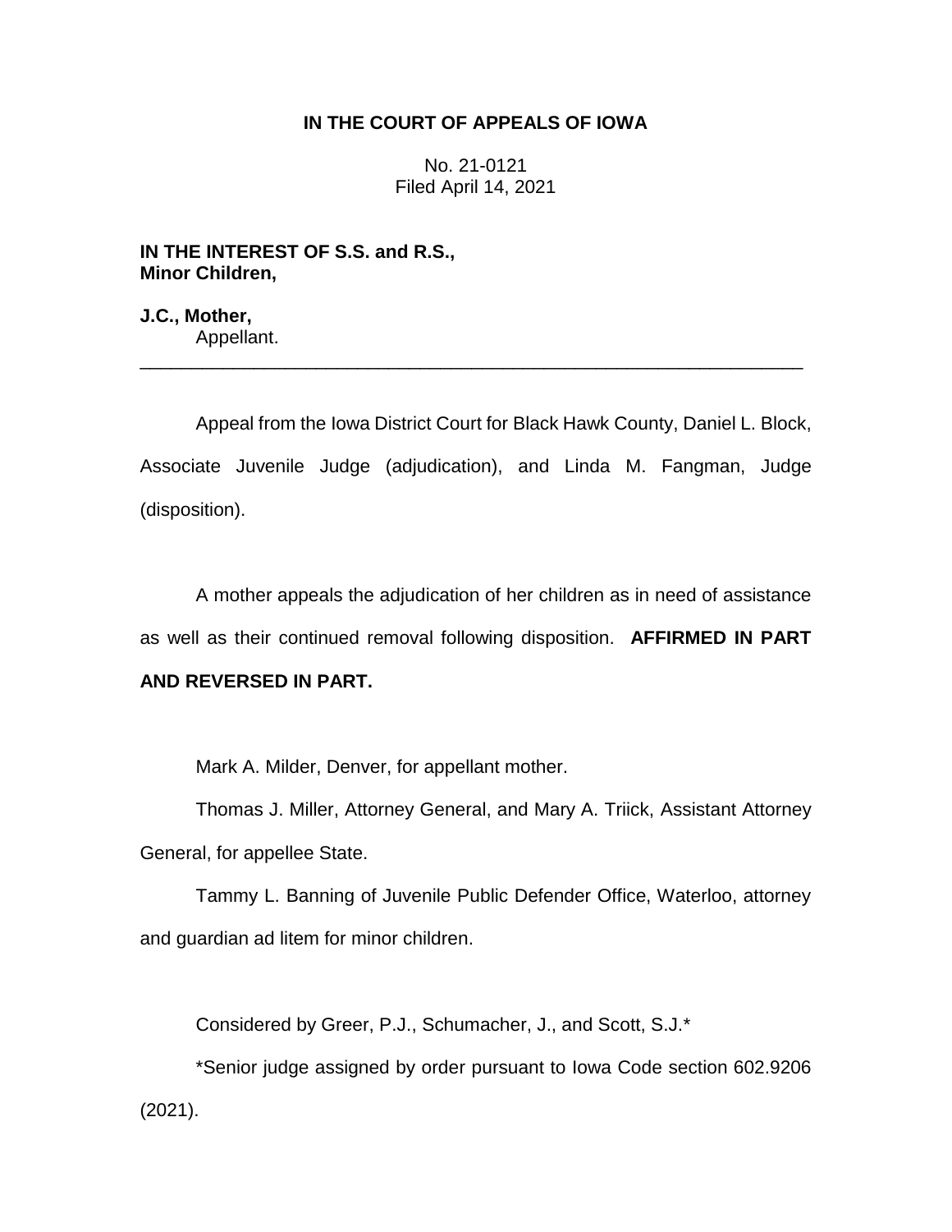# IN THE COURT OF APPEALS OF IOWA

No. 21-0121
Filed April 14, 2021

**IN THE INTEREST OF S.S. and R.S., Minor Children,**

**J.C., Mother,**
Appellant.

---

Appeal from the Iowa District Court for Black Hawk County, Daniel L. Block, Associate Juvenile Judge (adjudication), and Linda M. Fangman, Judge (disposition).

A mother appeals the adjudication of her children as in need of assistance as well as their continued removal following disposition. **AFFIRMED IN PART AND REVERSED IN PART.**

Mark A. Milder, Denver, for appellant mother.

Thomas J. Miller, Attorney General, and Mary A. Triick, Assistant Attorney General, for appellee State.

Tammy L. Banning of Juvenile Public Defender Office, Waterloo, attorney and guardian ad litem for minor children.

Considered by Greer, P.J., Schumacher, J., and Scott, S.J.*

*Senior judge assigned by order pursuant to Iowa Code section 602.9206 (2021).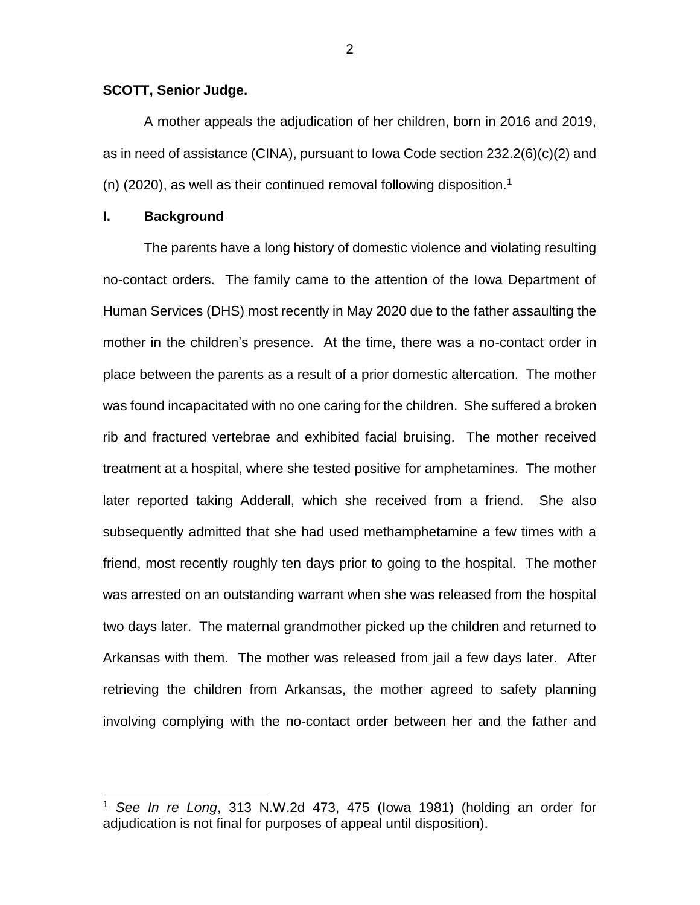**SCOTT, Senior Judge.**

A mother appeals the adjudication of her children, born in 2016 and 2019, as in need of assistance (CINA), pursuant to Iowa Code section 232.2(6)(c)(2) and (n) (2020), as well as their continued removal following disposition.[1]

## I. Background

The parents have a long history of domestic violence and violating resulting no-contact orders. The family came to the attention of the Iowa Department of Human Services (DHS) most recently in May 2020 due to the father assaulting the mother in the children's presence. At the time, there was a no-contact order in place between the parents as a result of a prior domestic altercation. The mother was found incapacitated with no one caring for the children. She suffered a broken rib and fractured vertebrae and exhibited facial bruising. The mother received treatment at a hospital, where she tested positive for amphetamines. The mother later reported taking Adderall, which she received from a friend. She also subsequently admitted that she had used methamphetamine a few times with a friend, most recently roughly ten days prior to going to the hospital. The mother was arrested on an outstanding warrant when she was released from the hospital two days later. The maternal grandmother picked up the children and returned to Arkansas with them. The mother was released from jail a few days later. After retrieving the children from Arkansas, the mother agreed to safety planning involving complying with the no-contact order between her and the father and

[1] *See In re Long*, 313 N.W.2d 473, 475 (Iowa 1981) (holding an order for adjudication is not final for purposes of appeal until disposition).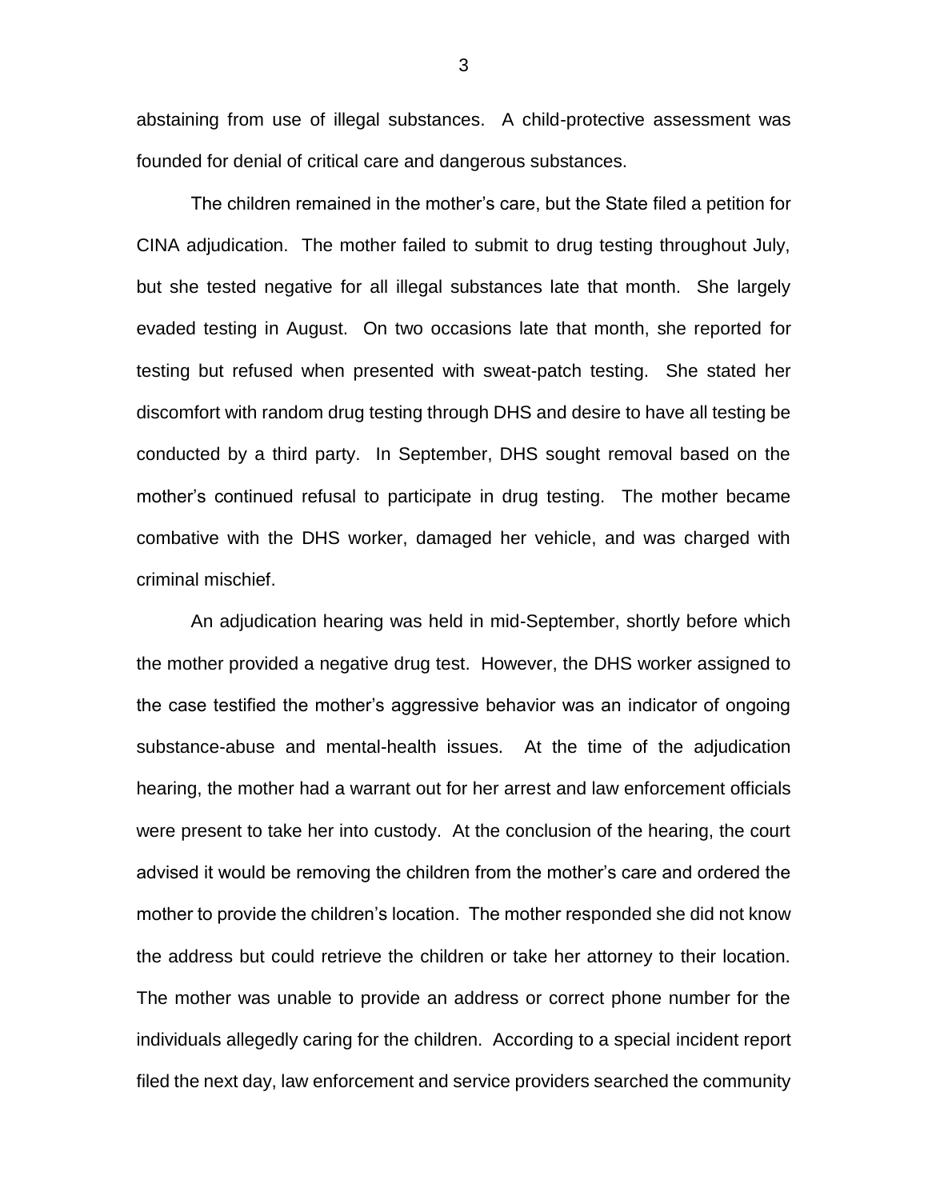abstaining from use of illegal substances. A child-protective assessment was founded for denial of critical care and dangerous substances.

The children remained in the mother's care, but the State filed a petition for CINA adjudication. The mother failed to submit to drug testing throughout July, but she tested negative for all illegal substances late that month. She largely evaded testing in August. On two occasions late that month, she reported for testing but refused when presented with sweat-patch testing. She stated her discomfort with random drug testing through DHS and desire to have all testing be conducted by a third party. In September, DHS sought removal based on the mother's continued refusal to participate in drug testing. The mother became combative with the DHS worker, damaged her vehicle, and was charged with criminal mischief.

An adjudication hearing was held in mid-September, shortly before which the mother provided a negative drug test. However, the DHS worker assigned to the case testified the mother's aggressive behavior was an indicator of ongoing substance-abuse and mental-health issues. At the time of the adjudication hearing, the mother had a warrant out for her arrest and law enforcement officials were present to take her into custody. At the conclusion of the hearing, the court advised it would be removing the children from the mother's care and ordered the mother to provide the children's location. The mother responded she did not know the address but could retrieve the children or take her attorney to their location. The mother was unable to provide an address or correct phone number for the individuals allegedly caring for the children. According to a special incident report filed the next day, law enforcement and service providers searched the community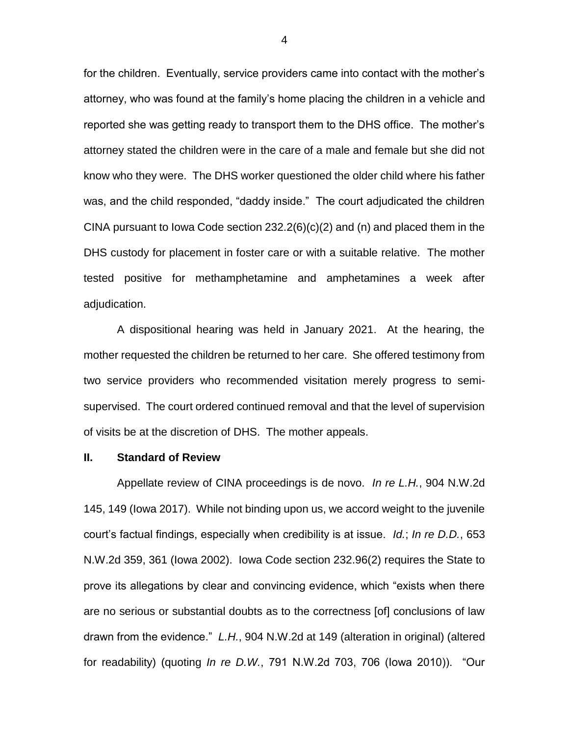for the children. Eventually, service providers came into contact with the mother's attorney, who was found at the family's home placing the children in a vehicle and reported she was getting ready to transport them to the DHS office. The mother's attorney stated the children were in the care of a male and female but she did not know who they were. The DHS worker questioned the older child where his father was, and the child responded, "daddy inside." The court adjudicated the children CINA pursuant to Iowa Code section 232.2(6)(c)(2) and (n) and placed them in the DHS custody for placement in foster care or with a suitable relative. The mother tested positive for methamphetamine and amphetamines a week after adjudication.

A dispositional hearing was held in January 2021. At the hearing, the mother requested the children be returned to her care. She offered testimony from two service providers who recommended visitation merely progress to semi-supervised. The court ordered continued removal and that the level of supervision of visits be at the discretion of DHS. The mother appeals.

## II. Standard of Review

Appellate review of CINA proceedings is de novo. *In re L.H.*, 904 N.W.2d 145, 149 (Iowa 2017). While not binding upon us, we accord weight to the juvenile court's factual findings, especially when credibility is at issue. *Id.*; *In re D.D.*, 653 N.W.2d 359, 361 (Iowa 2002). Iowa Code section 232.96(2) requires the State to prove its allegations by clear and convincing evidence, which "exists when there are no serious or substantial doubts as to the correctness [of] conclusions of law drawn from the evidence." *L.H.*, 904 N.W.2d at 149 (alteration in original) (altered for readability) (quoting *In re D.W.*, 791 N.W.2d 703, 706 (Iowa 2010)). "Our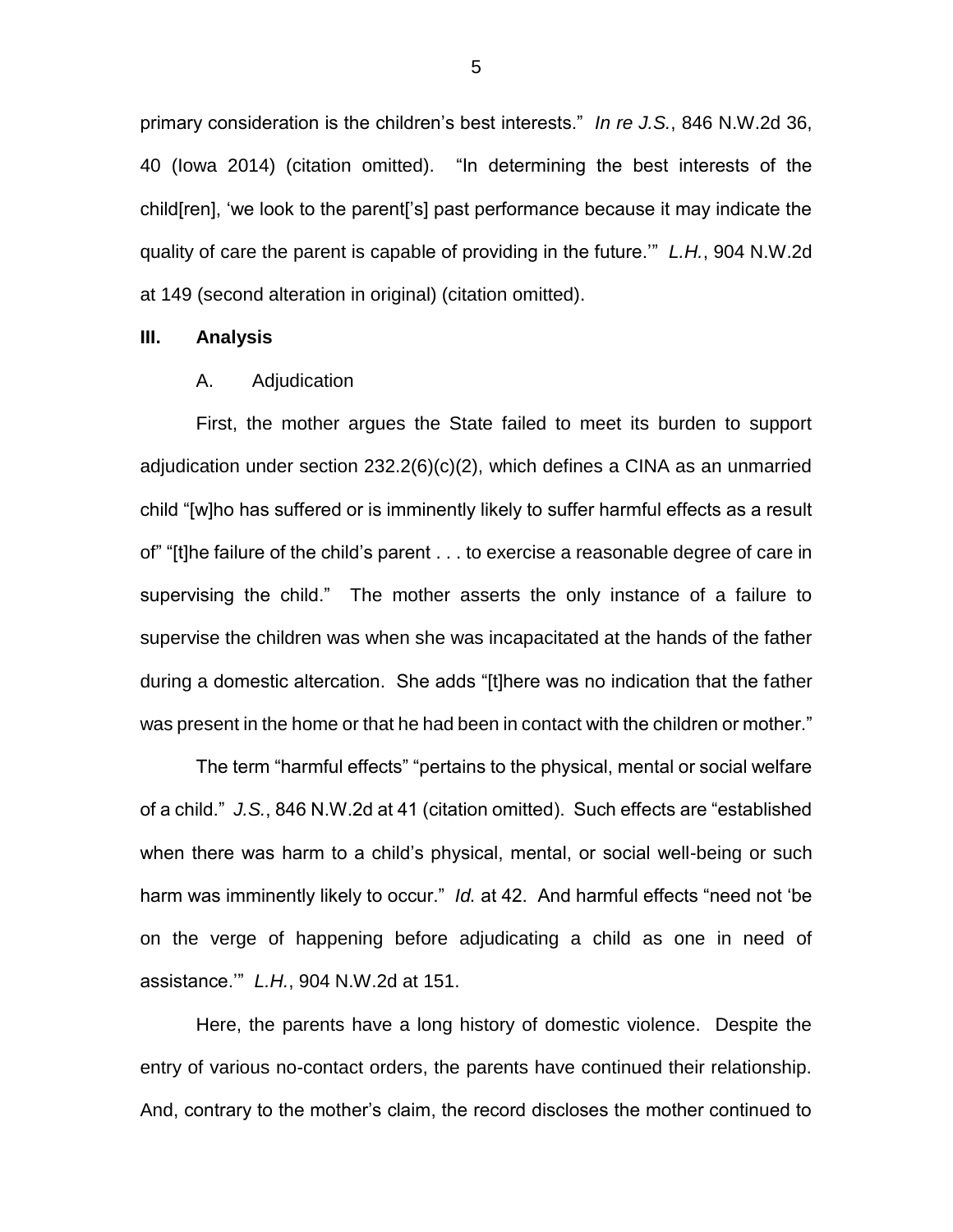primary consideration is the children's best interests." *In re J.S.*, 846 N.W.2d 36, 40 (Iowa 2014) (citation omitted). "In determining the best interests of the child[ren], 'we look to the parent['s] past performance because it may indicate the quality of care the parent is capable of providing in the future.'" *L.H.*, 904 N.W.2d at 149 (second alteration in original) (citation omitted).

## III. Analysis

### A. Adjudication

First, the mother argues the State failed to meet its burden to support adjudication under section 232.2(6)(c)(2), which defines a CINA as an unmarried child "[w]ho has suffered or is imminently likely to suffer harmful effects as a result of" "[t]he failure of the child's parent . . . to exercise a reasonable degree of care in supervising the child." The mother asserts the only instance of a failure to supervise the children was when she was incapacitated at the hands of the father during a domestic altercation. She adds "[t]here was no indication that the father was present in the home or that he had been in contact with the children or mother."

The term "harmful effects" "pertains to the physical, mental or social welfare of a child." *J.S.*, 846 N.W.2d at 41 (citation omitted). Such effects are "established when there was harm to a child's physical, mental, or social well-being or such harm was imminently likely to occur." *Id.* at 42. And harmful effects "need not 'be on the verge of happening before adjudicating a child as one in need of assistance.'" *L.H.*, 904 N.W.2d at 151.

Here, the parents have a long history of domestic violence. Despite the entry of various no-contact orders, the parents have continued their relationship. And, contrary to the mother's claim, the record discloses the mother continued to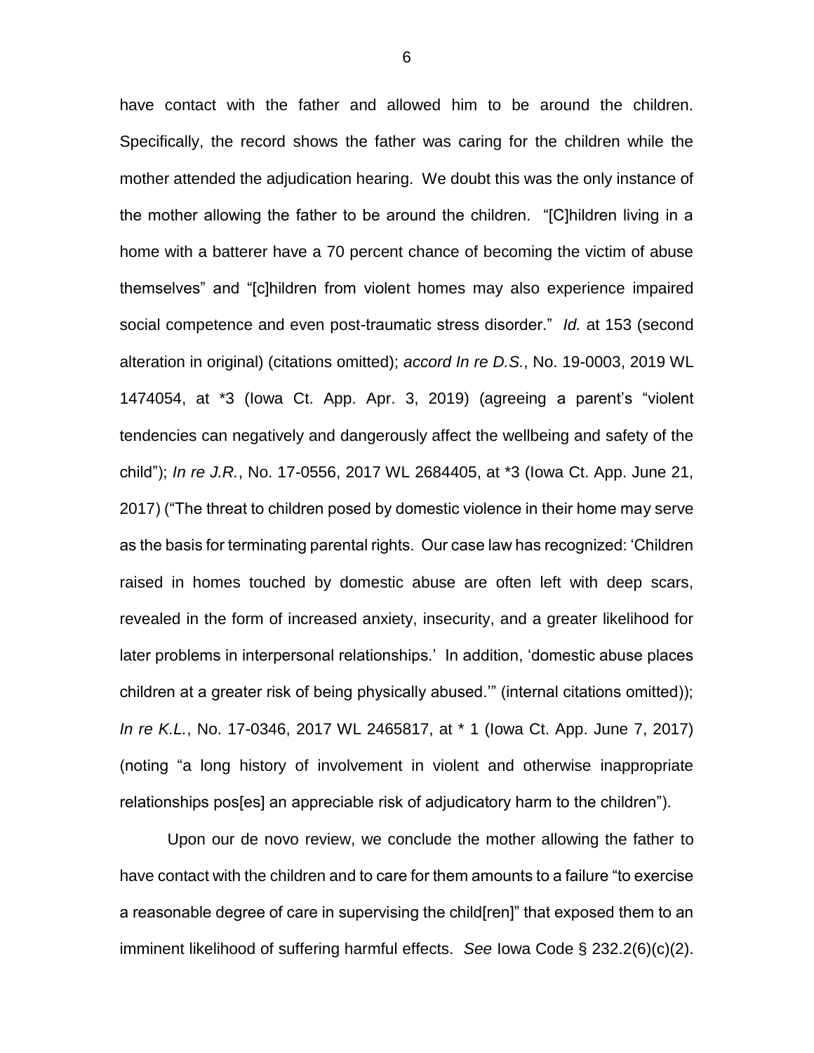have contact with the father and allowed him to be around the children. Specifically, the record shows the father was caring for the children while the mother attended the adjudication hearing. We doubt this was the only instance of the mother allowing the father to be around the children. "[C]hildren living in a home with a batterer have a 70 percent chance of becoming the victim of abuse themselves" and "[c]hildren from violent homes may also experience impaired social competence and even post-traumatic stress disorder." *Id.* at 153 (second alteration in original) (citations omitted); *accord In re D.S.*, No. 19-0003, 2019 WL 1474054, at *3 (Iowa Ct. App. Apr. 3, 2019) (agreeing a parent's "violent tendencies can negatively and dangerously affect the wellbeing and safety of the child"); *In re J.R.*, No. 17-0556, 2017 WL 2684405, at *3 (Iowa Ct. App. June 21, 2017) ("The threat to children posed by domestic violence in their home may serve as the basis for terminating parental rights. Our case law has recognized: 'Children raised in homes touched by domestic abuse are often left with deep scars, revealed in the form of increased anxiety, insecurity, and a greater likelihood for later problems in interpersonal relationships.' In addition, 'domestic abuse places children at a greater risk of being physically abused.'" (internal citations omitted)); *In re K.L.*, No. 17-0346, 2017 WL 2465817, at * 1 (Iowa Ct. App. June 7, 2017) (noting "a long history of involvement in violent and otherwise inappropriate relationships pos[es] an appreciable risk of adjudicatory harm to the children").

Upon our de novo review, we conclude the mother allowing the father to have contact with the children and to care for them amounts to a failure "to exercise a reasonable degree of care in supervising the child[ren]" that exposed them to an imminent likelihood of suffering harmful effects. *See* Iowa Code § 232.2(6)(c)(2).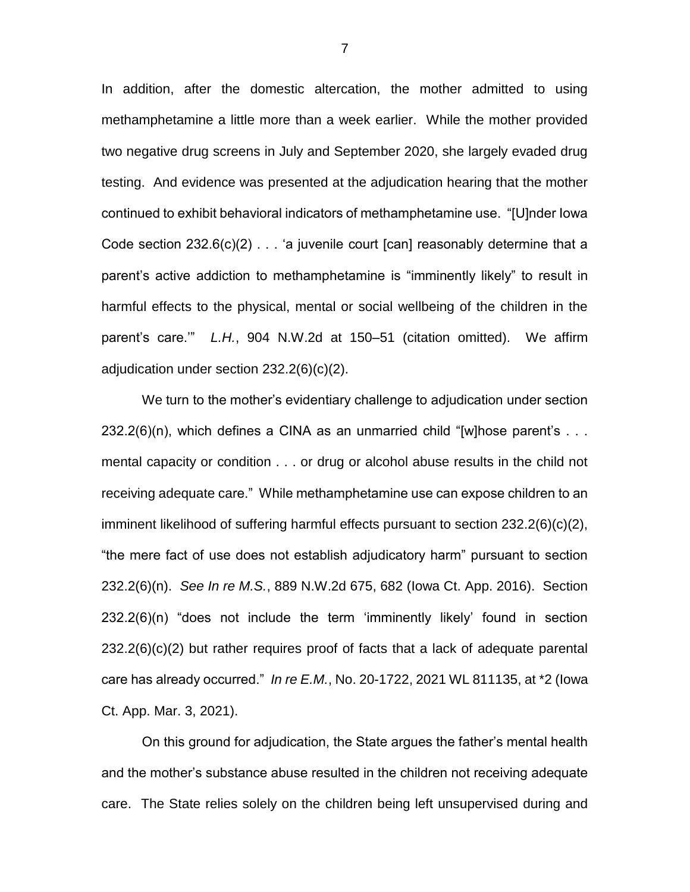In addition, after the domestic altercation, the mother admitted to using methamphetamine a little more than a week earlier. While the mother provided two negative drug screens in July and September 2020, she largely evaded drug testing. And evidence was presented at the adjudication hearing that the mother continued to exhibit behavioral indicators of methamphetamine use. "[U]nder Iowa Code section 232.6(c)(2) . . . 'a juvenile court [can] reasonably determine that a parent's active addiction to methamphetamine is "imminently likely" to result in harmful effects to the physical, mental or social wellbeing of the children in the parent's care.'" *L.H.*, 904 N.W.2d at 150–51 (citation omitted). We affirm adjudication under section 232.2(6)(c)(2).

We turn to the mother's evidentiary challenge to adjudication under section 232.2(6)(n), which defines a CINA as an unmarried child "[w]hose parent's . . . mental capacity or condition . . . or drug or alcohol abuse results in the child not receiving adequate care." While methamphetamine use can expose children to an imminent likelihood of suffering harmful effects pursuant to section 232.2(6)(c)(2), "the mere fact of use does not establish adjudicatory harm" pursuant to section 232.2(6)(n). *See In re M.S.*, 889 N.W.2d 675, 682 (Iowa Ct. App. 2016). Section 232.2(6)(n) "does not include the term 'imminently likely' found in section 232.2(6)(c)(2) but rather requires proof of facts that a lack of adequate parental care has already occurred." *In re E.M.*, No. 20-1722, 2021 WL 811135, at *2 (Iowa Ct. App. Mar. 3, 2021).

On this ground for adjudication, the State argues the father's mental health and the mother's substance abuse resulted in the children not receiving adequate care. The State relies solely on the children being left unsupervised during and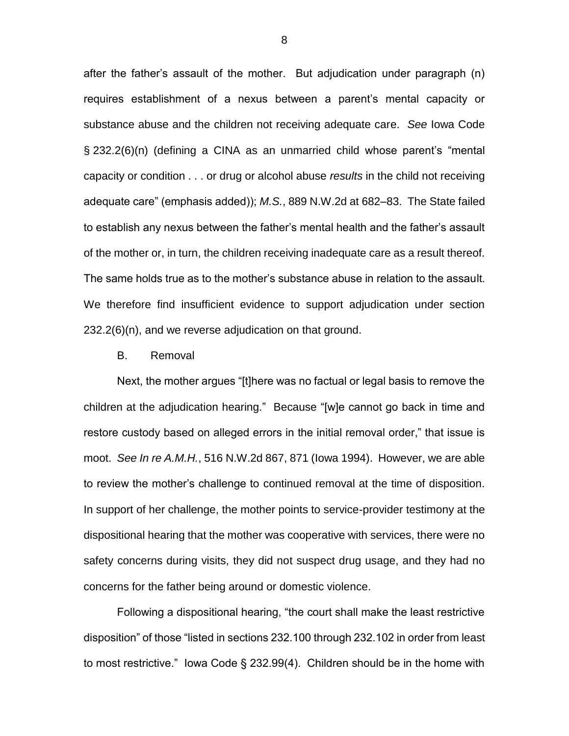after the father's assault of the mother. But adjudication under paragraph (n) requires establishment of a nexus between a parent's mental capacity or substance abuse and the children not receiving adequate care. *See* Iowa Code § 232.2(6)(n) (defining a CINA as an unmarried child whose parent's "mental capacity or condition . . . or drug or alcohol abuse *results* in the child not receiving adequate care" (emphasis added)); *M.S.*, 889 N.W.2d at 682–83. The State failed to establish any nexus between the father's mental health and the father's assault of the mother or, in turn, the children receiving inadequate care as a result thereof. The same holds true as to the mother's substance abuse in relation to the assault. We therefore find insufficient evidence to support adjudication under section 232.2(6)(n), and we reverse adjudication on that ground.

B. Removal

Next, the mother argues "[t]here was no factual or legal basis to remove the children at the adjudication hearing." Because "[w]e cannot go back in time and restore custody based on alleged errors in the initial removal order," that issue is moot. *See In re A.M.H.*, 516 N.W.2d 867, 871 (Iowa 1994). However, we are able to review the mother's challenge to continued removal at the time of disposition. In support of her challenge, the mother points to service-provider testimony at the dispositional hearing that the mother was cooperative with services, there were no safety concerns during visits, they did not suspect drug usage, and they had no concerns for the father being around or domestic violence.

Following a dispositional hearing, "the court shall make the least restrictive disposition" of those "listed in sections 232.100 through 232.102 in order from least to most restrictive." Iowa Code § 232.99(4). Children should be in the home with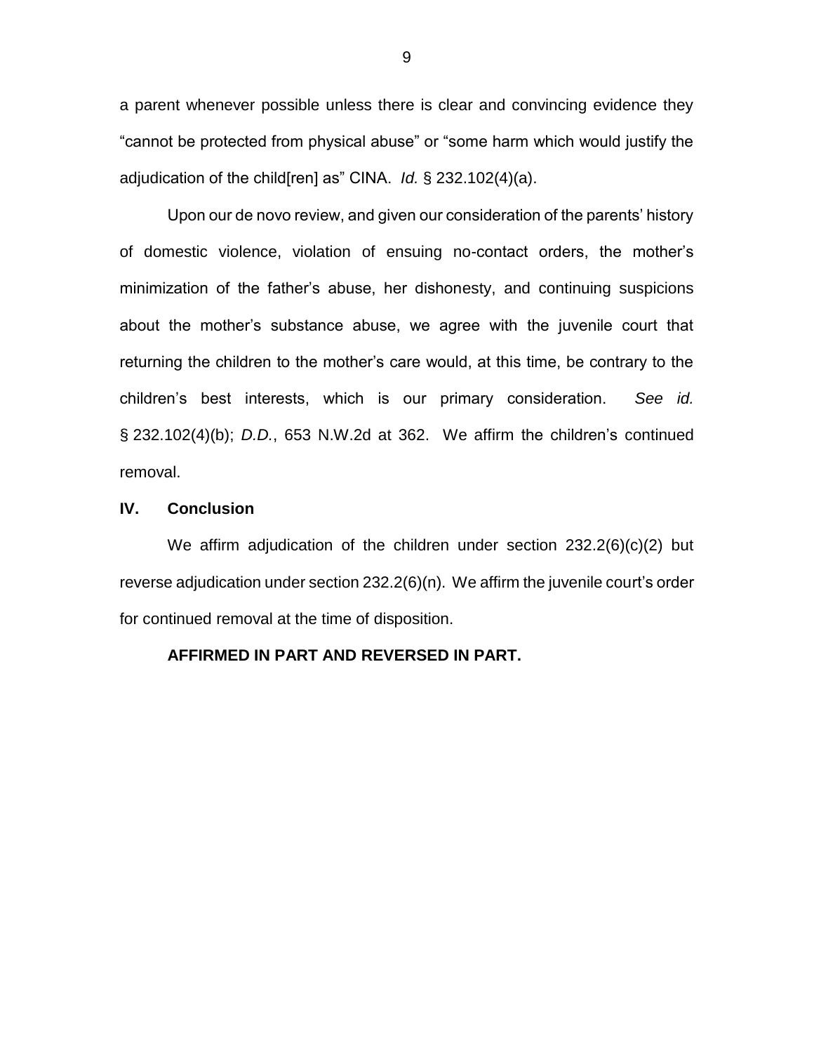a parent whenever possible unless there is clear and convincing evidence they "cannot be protected from physical abuse" or "some harm which would justify the adjudication of the child[ren] as" CINA. *Id.* § 232.102(4)(a).

Upon our de novo review, and given our consideration of the parents' history of domestic violence, violation of ensuing no-contact orders, the mother's minimization of the father's abuse, her dishonesty, and continuing suspicions about the mother's substance abuse, we agree with the juvenile court that returning the children to the mother's care would, at this time, be contrary to the children's best interests, which is our primary consideration. *See id.* § 232.102(4)(b); *D.D.*, 653 N.W.2d at 362. We affirm the children's continued removal.

## IV. Conclusion

We affirm adjudication of the children under section 232.2(6)(c)(2) but reverse adjudication under section 232.2(6)(n). We affirm the juvenile court's order for continued removal at the time of disposition.

**AFFIRMED IN PART AND REVERSED IN PART.**